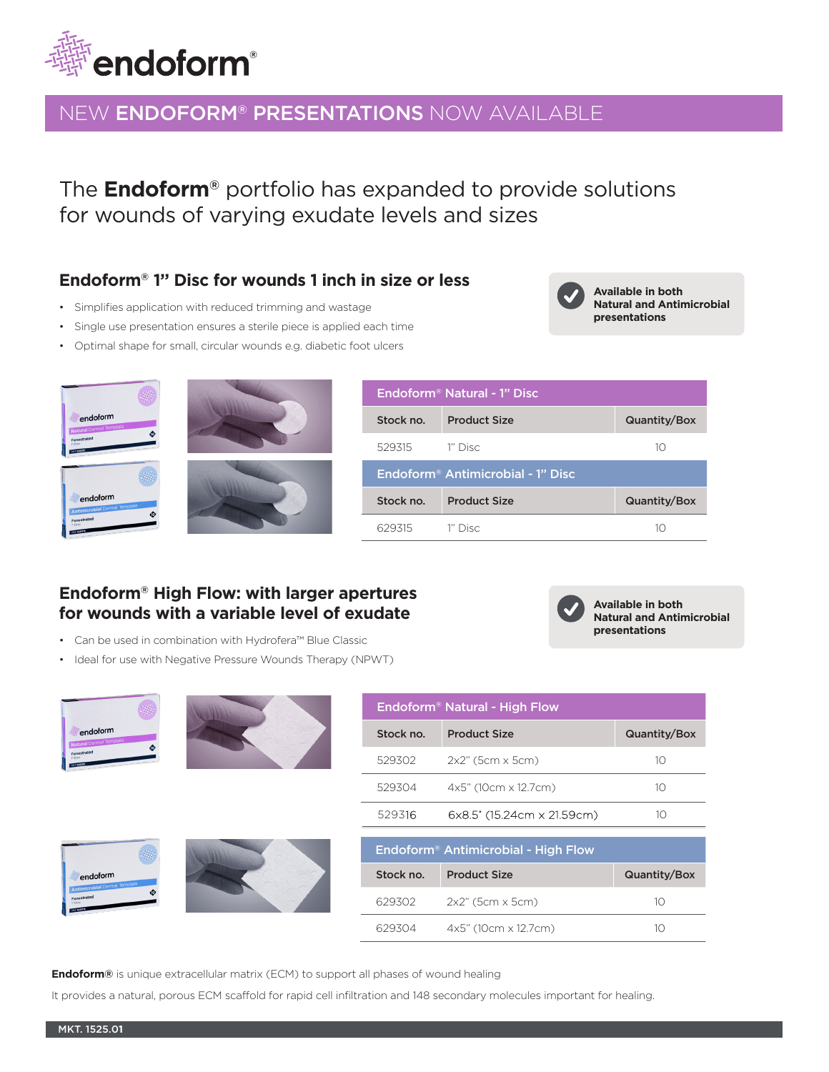# endoform®

## NEW ENDOFORM® PRESENTATIONS NOW AVAILABLE

The **Endoform®** portfolio has expanded to provide solutions for wounds of varying exudate levels and sizes

### Endoform® 1" Disc for wounds 1 inch in size or less

- Simplifies application with reduced trimming and wastage
- Single use presentation ensures a sterile piece is applied each time
- Optimal shape for small, circular wounds e.g. diabetic foot ulcers

**Available in both Natural and Antimicrobial presentations**

| Endoform® Natural - 1" Disc | | |
|---|---|---|
| **Stock no.** | **Product Size** | **Quantity/Box** |
| 529315 | 1" Disc | 10 |

| Endoform® Antimicrobial - 1" Disc | | |
|---|---|---|
| **Stock no.** | **Product Size** | **Quantity/Box** |
| 629315 | 1" Disc | 10 |

### Endoform® High Flow: with larger apertures for wounds with a variable level of exudate

- Can be used in combination with Hydrofera™ Blue Classic
- Ideal for use with Negative Pressure Wounds Therapy (NPWT)

**Available in both Natural and Antimicrobial presentations**

| Endoform® Natural - High Flow | | |
|---|---|---|
| **Stock no.** | **Product Size** | **Quantity/Box** |
| 529302 | 2x2" (5cm x 5cm) | 10 |
| 529304 | 4x5" (10cm x 12.7cm) | 10 |
| 529316 | 6x8.5" (15.24cm x 21.59cm) | 10 |

| Endoform® Antimicrobial - High Flow | | |
|---|---|---|
| **Stock no.** | **Product Size** | **Quantity/Box** |
| 629302 | 2x2" (5cm x 5cm) | 10 |
| 629304 | 4x5" (10cm x 12.7cm) | 10 |

**Endoform®** is unique extracellular matrix (ECM) to support all phases of wound healing

It provides a natural, porous ECM scaffold for rapid cell infiltration and 148 secondary molecules important for healing.

MKT. 1525.01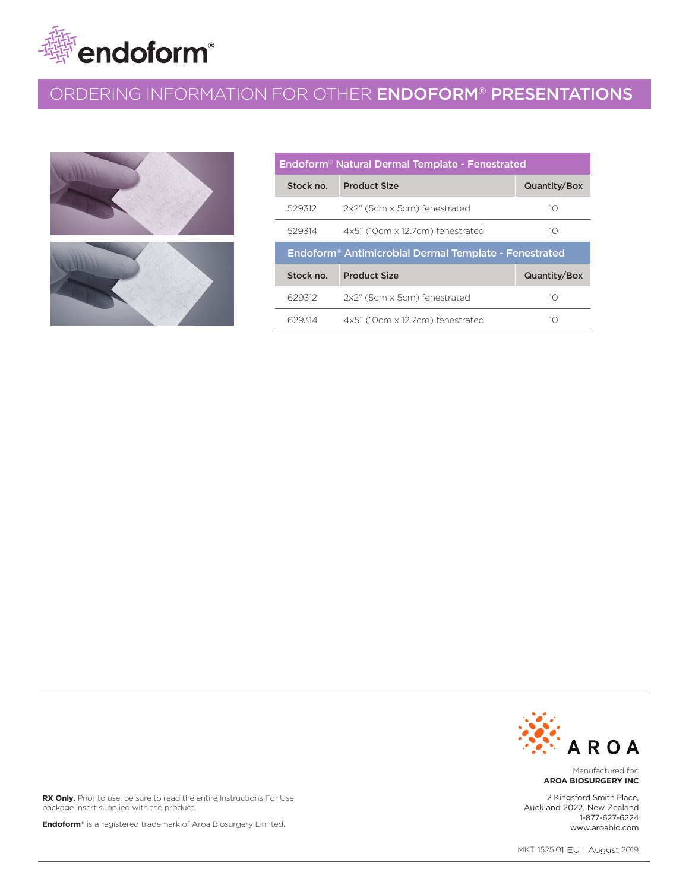# ORDERING INFORMATION FOR OTHER **ENDOFORM® PRESENTATIONS**

| Endoforme® Natural Dermal Template - Fenestrated | | |
|---|---|---|
| **Stock no.** | **Product Size** | **Quantity/Box** |
| 529312 | 2x2" (5cm x 5cm) fenestrated | 10 |
| 529314 | 4x5" (10cm x 12.7cm) fenestrated | 10 |
| **Endoform® Antimicrobial Dermal Template - Fenestrated** | | |
| **Stock no.** | **Product Size** | **Quantity/Box** |
| 629312 | 2x2" (5cm x 5cm) fenestrated | 10 |
| 629314 | 4x5" (10cm x 12.7cm) fenestrated | 10 |

**RX Only.** Prior to use, be sure to read the entire Instructions For Use package insert supplied with the product.

**Endoform®** is a registered trademark of Aroa Biosurgery Limited.

Manufactured for:
**AROA BIOSURGERY INC**

2 Kingsford Smith Place,
Auckland 2022, New Zealand
1-877-627-6224
www.aroabio.com

MKT. 1525.01 EU | August 2019